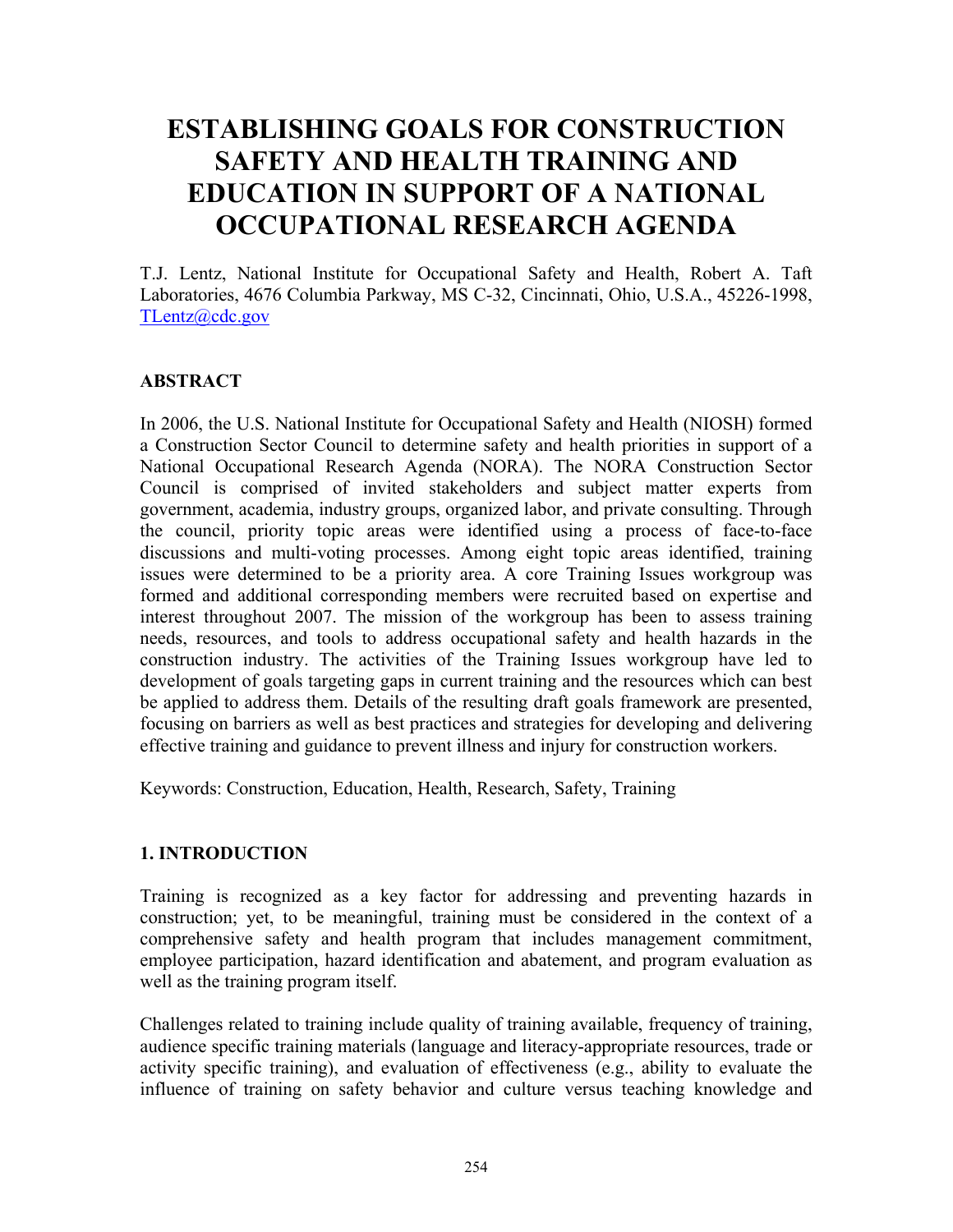# ESTABLISHING GOALS FOR CONSTRUCTION SAFETY AND HEALTH TRAINING AND EDUCATION IN SUPPORT OF A NATIONAL OCCUPATIONAL RESEARCH AGENDA

T.J. Lentz, National Institute for Occupational Safety and Health, Robert A. Taft Laboratories, 4676 Columbia Parkway, MS C-32, Cincinnati, Ohio, U.S.A., 45226-1998, TLentz@cdc.gov

## ABSTRACT

In 2006, the U.S. National Institute for Occupational Safety and Health (NIOSH) formed a Construction Sector Council to determine safety and health priorities in support of a National Occupational Research Agenda (NORA). The NORA Construction Sector Council is comprised of invited stakeholders and subject matter experts from government, academia, industry groups, organized labor, and private consulting. Through the council, priority topic areas were identified using a process of face-to-face discussions and multi-voting processes. Among eight topic areas identified, training issues were determined to be a priority area. A core Training Issues workgroup was formed and additional corresponding members were recruited based on expertise and interest throughout 2007. The mission of the workgroup has been to assess training needs, resources, and tools to address occupational safety and health hazards in the construction industry. The activities of the Training Issues workgroup have led to development of goals targeting gaps in current training and the resources which can best be applied to address them. Details of the resulting draft goals framework are presented, focusing on barriers as well as best practices and strategies for developing and delivering effective training and guidance to prevent illness and injury for construction workers.

Keywords: Construction, Education, Health, Research, Safety, Training

## 1. INTRODUCTION

Training is recognized as a key factor for addressing and preventing hazards in construction; yet, to be meaningful, training must be considered in the context of a comprehensive safety and health program that includes management commitment, employee participation, hazard identification and abatement, and program evaluation as well as the training program itself.

Challenges related to training include quality of training available, frequency of training, audience specific training materials (language and literacy-appropriate resources, trade or activity specific training), and evaluation of effectiveness (e.g., ability to evaluate the influence of training on safety behavior and culture versus teaching knowledge and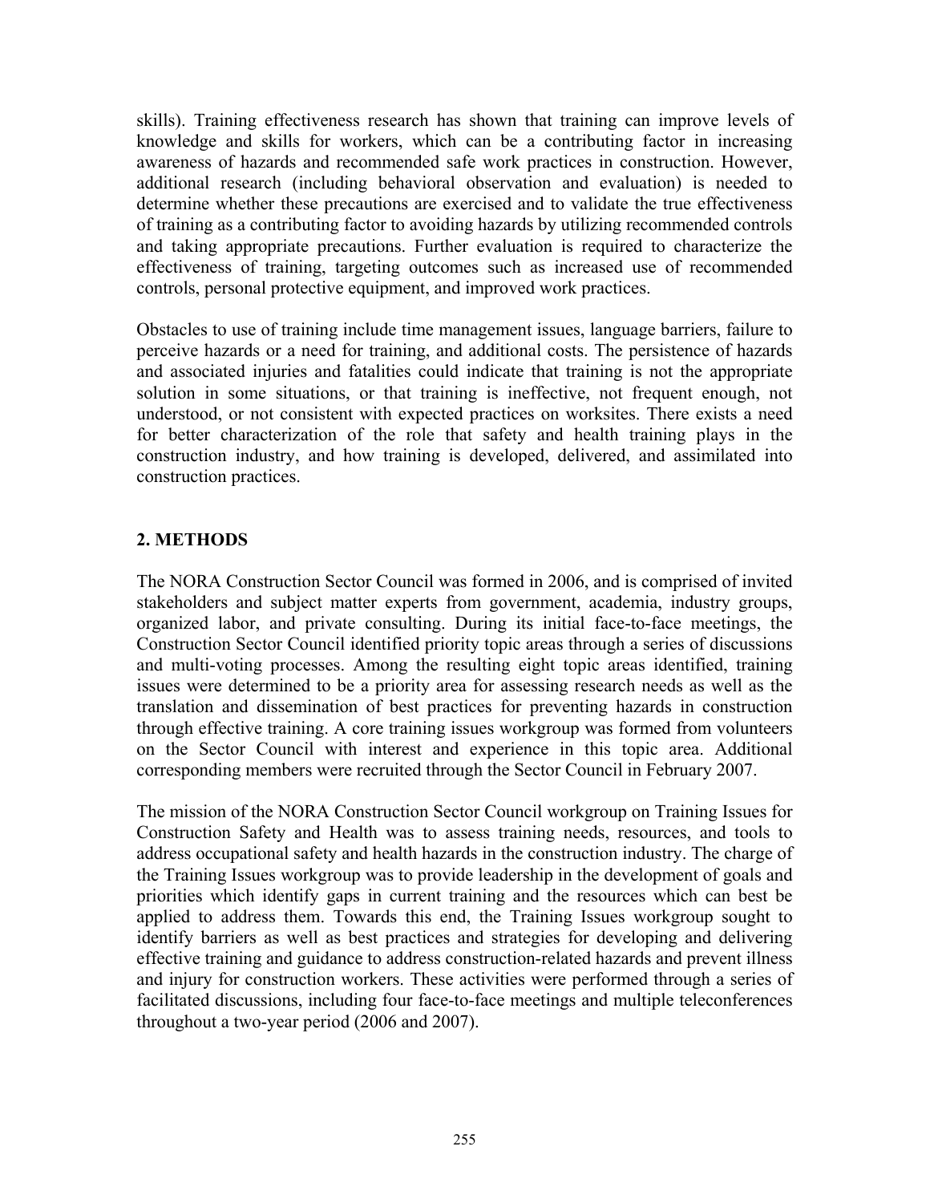skills). Training effectiveness research has shown that training can improve levels of knowledge and skills for workers, which can be a contributing factor in increasing awareness of hazards and recommended safe work practices in construction. However, additional research (including behavioral observation and evaluation) is needed to determine whether these precautions are exercised and to validate the true effectiveness of training as a contributing factor to avoiding hazards by utilizing recommended controls and taking appropriate precautions. Further evaluation is required to characterize the effectiveness of training, targeting outcomes such as increased use of recommended controls, personal protective equipment, and improved work practices.

Obstacles to use of training include time management issues, language barriers, failure to perceive hazards or a need for training, and additional costs. The persistence of hazards and associated injuries and fatalities could indicate that training is not the appropriate solution in some situations, or that training is ineffective, not frequent enough, not understood, or not consistent with expected practices on worksites. There exists a need for better characterization of the role that safety and health training plays in the construction industry, and how training is developed, delivered, and assimilated into construction practices.

## 2. METHODS

The NORA Construction Sector Council was formed in 2006, and is comprised of invited stakeholders and subject matter experts from government, academia, industry groups, organized labor, and private consulting. During its initial face-to-face meetings, the Construction Sector Council identified priority topic areas through a series of discussions and multi-voting processes. Among the resulting eight topic areas identified, training issues were determined to be a priority area for assessing research needs as well as the translation and dissemination of best practices for preventing hazards in construction through effective training. A core training issues workgroup was formed from volunteers on the Sector Council with interest and experience in this topic area. Additional corresponding members were recruited through the Sector Council in February 2007.

The mission of the NORA Construction Sector Council workgroup on Training Issues for Construction Safety and Health was to assess training needs, resources, and tools to address occupational safety and health hazards in the construction industry. The charge of the Training Issues workgroup was to provide leadership in the development of goals and priorities which identify gaps in current training and the resources which can best be applied to address them. Towards this end, the Training Issues workgroup sought to identify barriers as well as best practices and strategies for developing and delivering effective training and guidance to address construction-related hazards and prevent illness and injury for construction workers. These activities were performed through a series of facilitated discussions, including four face-to-face meetings and multiple teleconferences throughout a two-year period (2006 and 2007).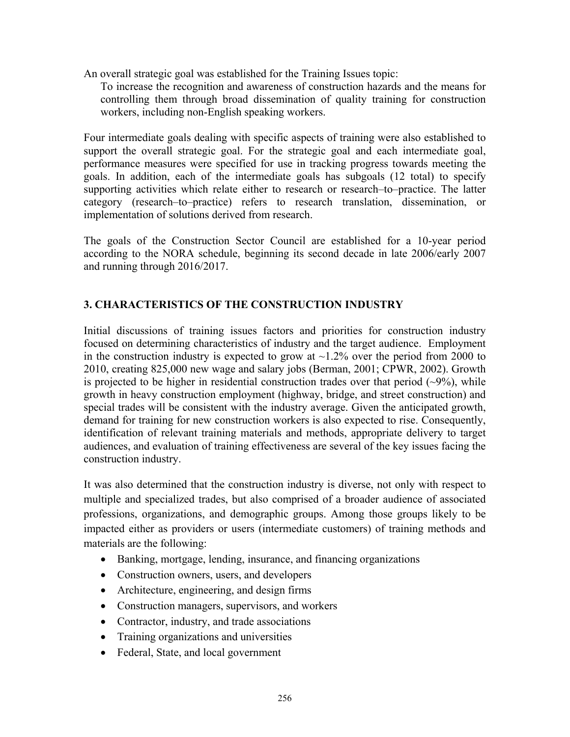An overall strategic goal was established for the Training Issues topic:

> To increase the recognition and awareness of construction hazards and the means for controlling them through broad dissemination of quality training for construction workers, including non-English speaking workers.

Four intermediate goals dealing with specific aspects of training were also established to support the overall strategic goal. For the strategic goal and each intermediate goal, performance measures were specified for use in tracking progress towards meeting the goals. In addition, each of the intermediate goals has subgoals (12 total) to specify supporting activities which relate either to research or research–to–practice. The latter category (research–to–practice) refers to research translation, dissemination, or implementation of solutions derived from research.

The goals of the Construction Sector Council are established for a 10-year period according to the NORA schedule, beginning its second decade in late 2006/early 2007 and running through 2016/2017.

## 3. CHARACTERISTICS OF THE CONSTRUCTION INDUSTRY

Initial discussions of training issues factors and priorities for construction industry focused on determining characteristics of industry and the target audience. Employment in the construction industry is expected to grow at ~1.2% over the period from 2000 to 2010, creating 825,000 new wage and salary jobs (Berman, 2001; CPWR, 2002). Growth is projected to be higher in residential construction trades over that period (~9%), while growth in heavy construction employment (highway, bridge, and street construction) and special trades will be consistent with the industry average. Given the anticipated growth, demand for training for new construction workers is also expected to rise. Consequently, identification of relevant training materials and methods, appropriate delivery to target audiences, and evaluation of training effectiveness are several of the key issues facing the construction industry.

It was also determined that the construction industry is diverse, not only with respect to multiple and specialized trades, but also comprised of a broader audience of associated professions, organizations, and demographic groups. Among those groups likely to be impacted either as providers or users (intermediate customers) of training methods and materials are the following:

- Banking, mortgage, lending, insurance, and financing organizations
- Construction owners, users, and developers
- Architecture, engineering, and design firms
- Construction managers, supervisors, and workers
- Contractor, industry, and trade associations
- Training organizations and universities
- Federal, State, and local government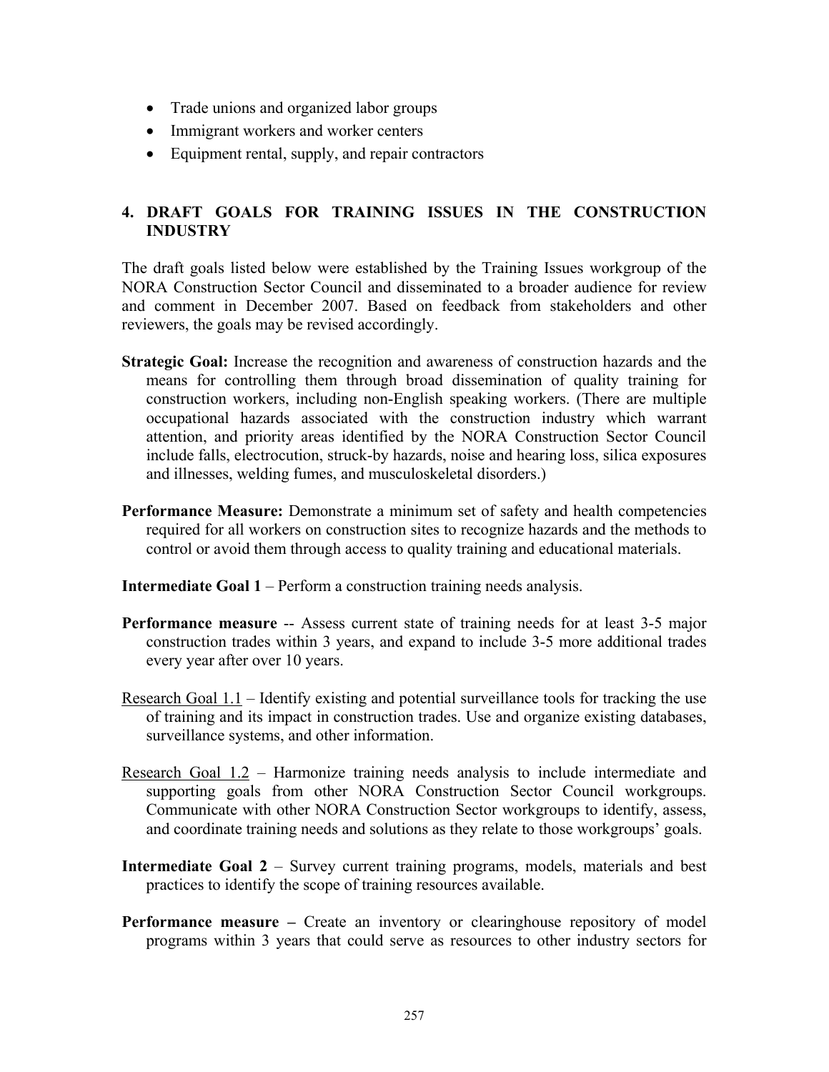- Trade unions and organized labor groups
- Immigrant workers and worker centers
- Equipment rental, supply, and repair contractors

## 4. DRAFT GOALS FOR TRAINING ISSUES IN THE CONSTRUCTION INDUSTRY

The draft goals listed below were established by the Training Issues workgroup of the NORA Construction Sector Council and disseminated to a broader audience for review and comment in December 2007. Based on feedback from stakeholders and other reviewers, the goals may be revised accordingly.

**Strategic Goal:** Increase the recognition and awareness of construction hazards and the means for controlling them through broad dissemination of quality training for construction workers, including non-English speaking workers. (There are multiple occupational hazards associated with the construction industry which warrant attention, and priority areas identified by the NORA Construction Sector Council include falls, electrocution, struck-by hazards, noise and hearing loss, silica exposures and illnesses, welding fumes, and musculoskeletal disorders.)

**Performance Measure:** Demonstrate a minimum set of safety and health competencies required for all workers on construction sites to recognize hazards and the methods to control or avoid them through access to quality training and educational materials.

**Intermediate Goal 1** – Perform a construction training needs analysis.

**Performance measure** -- Assess current state of training needs for at least 3-5 major construction trades within 3 years, and expand to include 3-5 more additional trades every year after over 10 years.

<u>Research Goal 1.1</u> – Identify existing and potential surveillance tools for tracking the use of training and its impact in construction trades. Use and organize existing databases, surveillance systems, and other information.

<u>Research Goal 1.2</u> – Harmonize training needs analysis to include intermediate and supporting goals from other NORA Construction Sector Council workgroups. Communicate with other NORA Construction Sector workgroups to identify, assess, and coordinate training needs and solutions as they relate to those workgroups' goals.

**Intermediate Goal 2** – Survey current training programs, models, materials and best practices to identify the scope of training resources available.

**Performance measure –** Create an inventory or clearinghouse repository of model programs within 3 years that could serve as resources to other industry sectors for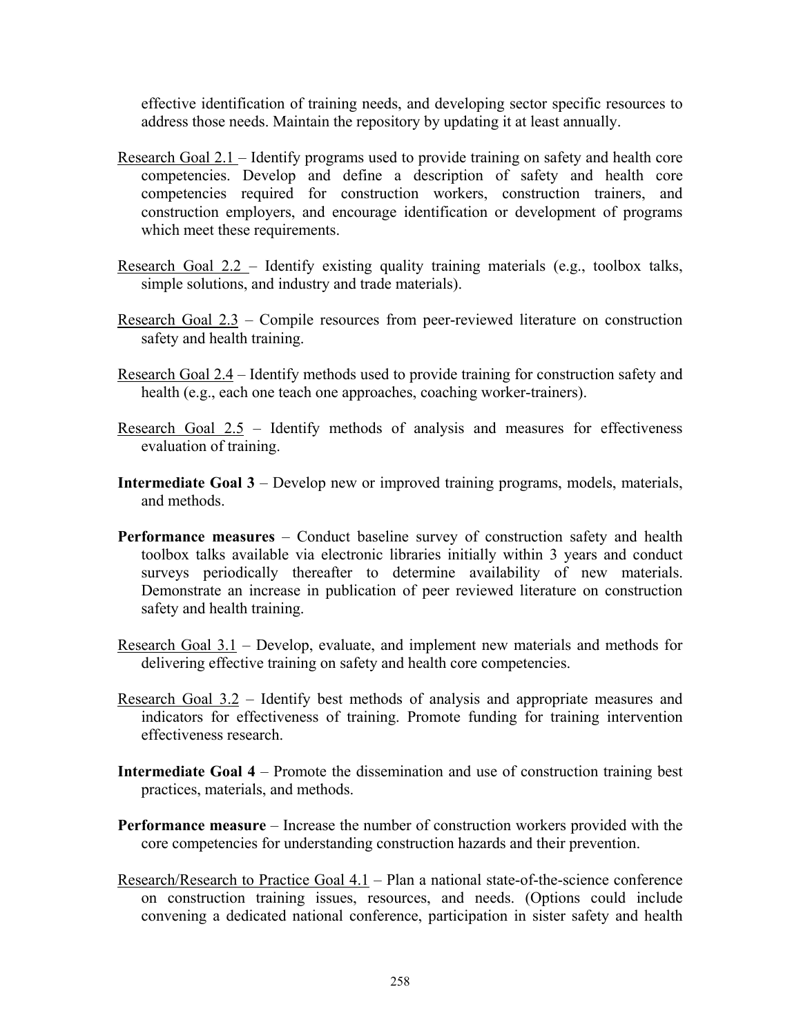effective identification of training needs, and developing sector specific resources to address those needs. Maintain the repository by updating it at least annually.

<u>Research Goal 2.1</u> – Identify programs used to provide training on safety and health core competencies. Develop and define a description of safety and health core competencies required for construction workers, construction trainers, and construction employers, and encourage identification or development of programs which meet these requirements.

<u>Research Goal 2.2</u> – Identify existing quality training materials (e.g., toolbox talks, simple solutions, and industry and trade materials).

<u>Research Goal 2.3</u> – Compile resources from peer-reviewed literature on construction safety and health training.

<u>Research Goal 2.4</u> – Identify methods used to provide training for construction safety and health (e.g., each one teach one approaches, coaching worker-trainers).

<u>Research Goal 2.5</u> – Identify methods of analysis and measures for effectiveness evaluation of training.

**Intermediate Goal 3** – Develop new or improved training programs, models, materials, and methods.

**Performance measures** – Conduct baseline survey of construction safety and health toolbox talks available via electronic libraries initially within 3 years and conduct surveys periodically thereafter to determine availability of new materials. Demonstrate an increase in publication of peer reviewed literature on construction safety and health training.

<u>Research Goal 3.1</u> – Develop, evaluate, and implement new materials and methods for delivering effective training on safety and health core competencies.

<u>Research Goal 3.2</u> – Identify best methods of analysis and appropriate measures and indicators for effectiveness of training. Promote funding for training intervention effectiveness research.

**Intermediate Goal 4** – Promote the dissemination and use of construction training best practices, materials, and methods.

**Performance measure** – Increase the number of construction workers provided with the core competencies for understanding construction hazards and their prevention.

<u>Research/Research to Practice Goal 4.1</u> – Plan a national state-of-the-science conference on construction training issues, resources, and needs. (Options could include convening a dedicated national conference, participation in sister safety and health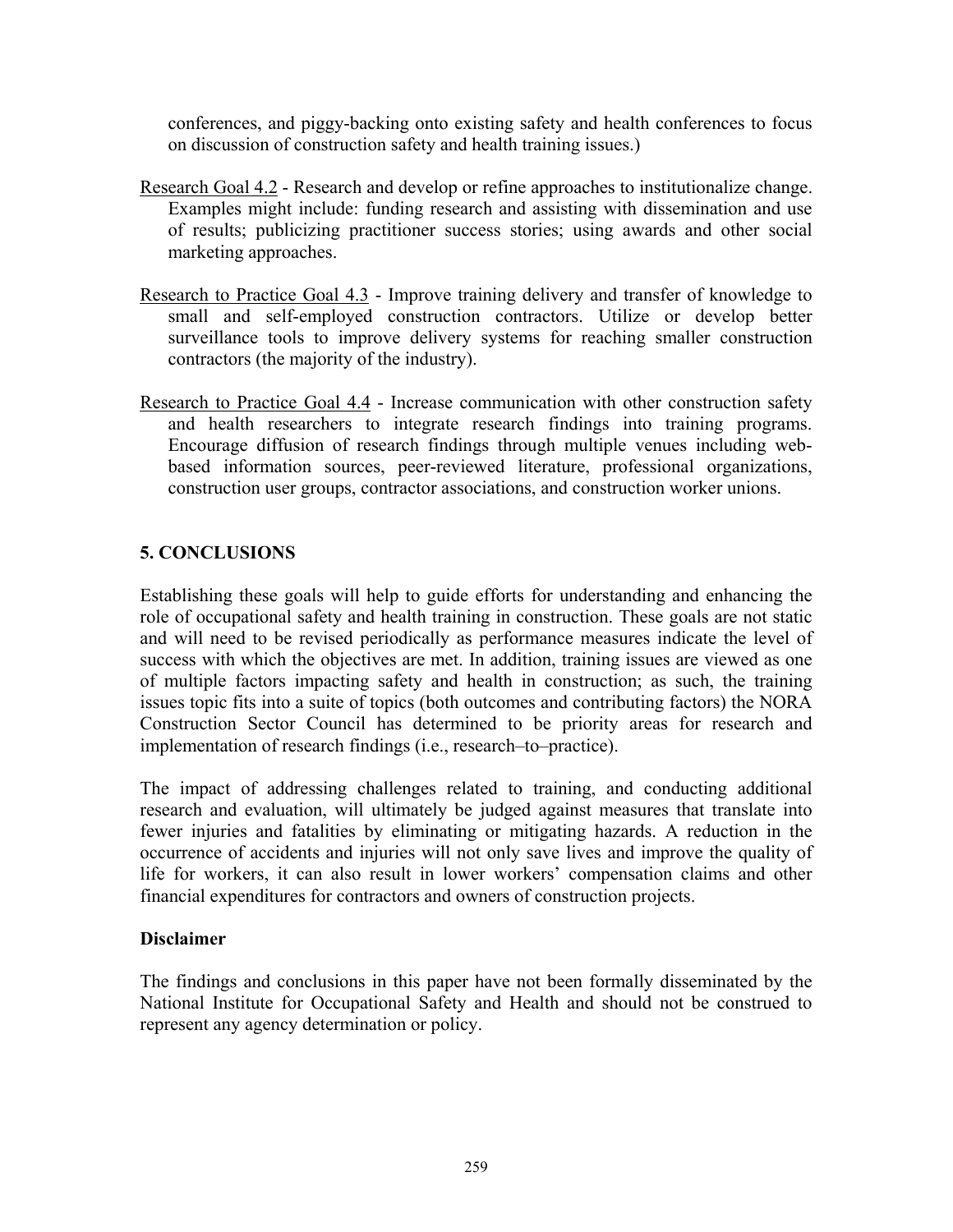conferences, and piggy-backing onto existing safety and health conferences to focus on discussion of construction safety and health training issues.)

Research Goal 4.2 - Research and develop or refine approaches to institutionalize change. Examples might include: funding research and assisting with dissemination and use of results; publicizing practitioner success stories; using awards and other social marketing approaches.

Research to Practice Goal 4.3 - Improve training delivery and transfer of knowledge to small and self-employed construction contractors. Utilize or develop better surveillance tools to improve delivery systems for reaching smaller construction contractors (the majority of the industry).

Research to Practice Goal 4.4 - Increase communication with other construction safety and health researchers to integrate research findings into training programs. Encourage diffusion of research findings through multiple venues including web-based information sources, peer-reviewed literature, professional organizations, construction user groups, contractor associations, and construction worker unions.

## 5. CONCLUSIONS

Establishing these goals will help to guide efforts for understanding and enhancing the role of occupational safety and health training in construction. These goals are not static and will need to be revised periodically as performance measures indicate the level of success with which the objectives are met. In addition, training issues are viewed as one of multiple factors impacting safety and health in construction; as such, the training issues topic fits into a suite of topics (both outcomes and contributing factors) the NORA Construction Sector Council has determined to be priority areas for research and implementation of research findings (i.e., research–to–practice).

The impact of addressing challenges related to training, and conducting additional research and evaluation, will ultimately be judged against measures that translate into fewer injuries and fatalities by eliminating or mitigating hazards. A reduction in the occurrence of accidents and injuries will not only save lives and improve the quality of life for workers, it can also result in lower workers' compensation claims and other financial expenditures for contractors and owners of construction projects.

**Disclaimer**

The findings and conclusions in this paper have not been formally disseminated by the National Institute for Occupational Safety and Health and should not be construed to represent any agency determination or policy.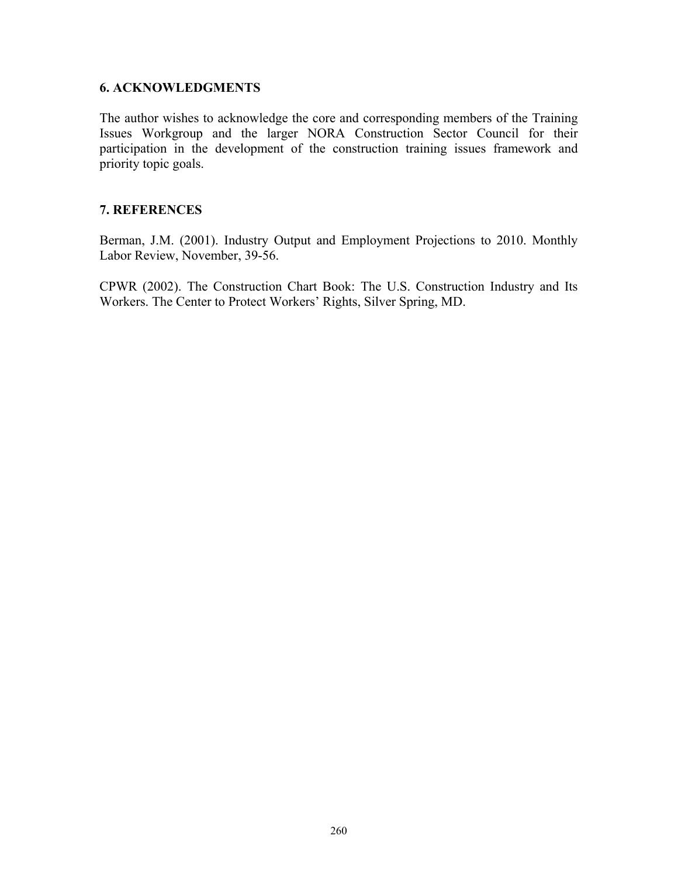## 6. ACKNOWLEDGMENTS

The author wishes to acknowledge the core and corresponding members of the Training Issues Workgroup and the larger NORA Construction Sector Council for their participation in the development of the construction training issues framework and priority topic goals.

## 7. REFERENCES

Berman, J.M. (2001). Industry Output and Employment Projections to 2010. Monthly Labor Review, November, 39-56.

CPWR (2002). The Construction Chart Book: The U.S. Construction Industry and Its Workers. The Center to Protect Workers' Rights, Silver Spring, MD.